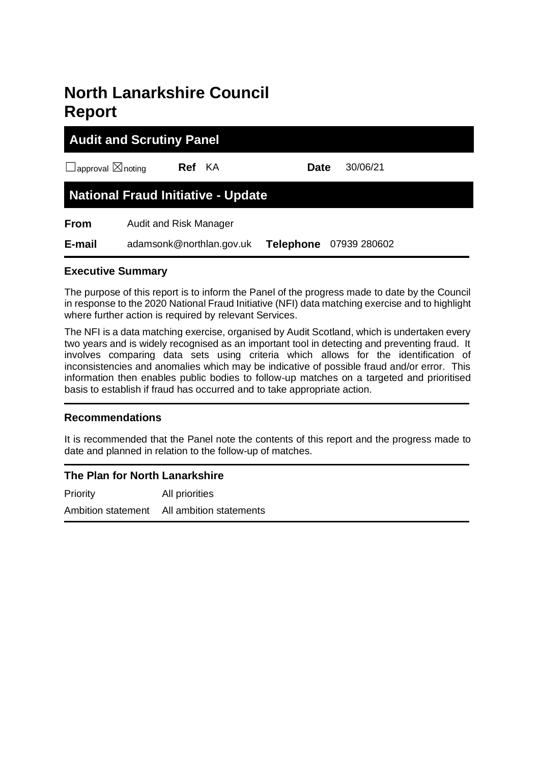# North Lanarkshire Council Report

## Audit and Scrutiny Panel

☐ approval ☒ noting **Ref** KA **Date** 30/06/21

## National Fraud Initiative - Update

**From** Audit and Risk Manager

**E-mail** adamsonk@northlan.gov.uk **Telephone** 07939 280602

### Executive Summary

The purpose of this report is to inform the Panel of the progress made to date by the Council in response to the 2020 National Fraud Initiative (NFI) data matching exercise and to highlight where further action is required by relevant Services.

The NFI is a data matching exercise, organised by Audit Scotland, which is undertaken every two years and is widely recognised as an important tool in detecting and preventing fraud. It involves comparing data sets using criteria which allows for the identification of inconsistencies and anomalies which may be indicative of possible fraud and/or error. This information then enables public bodies to follow-up matches on a targeted and prioritised basis to establish if fraud has occurred and to take appropriate action.

### Recommendations

It is recommended that the Panel note the contents of this report and the progress made to date and planned in relation to the follow-up of matches.

### The Plan for North Lanarkshire

| | |
|---|---|
| Priority | All priorities |
| Ambition statement | All ambition statements |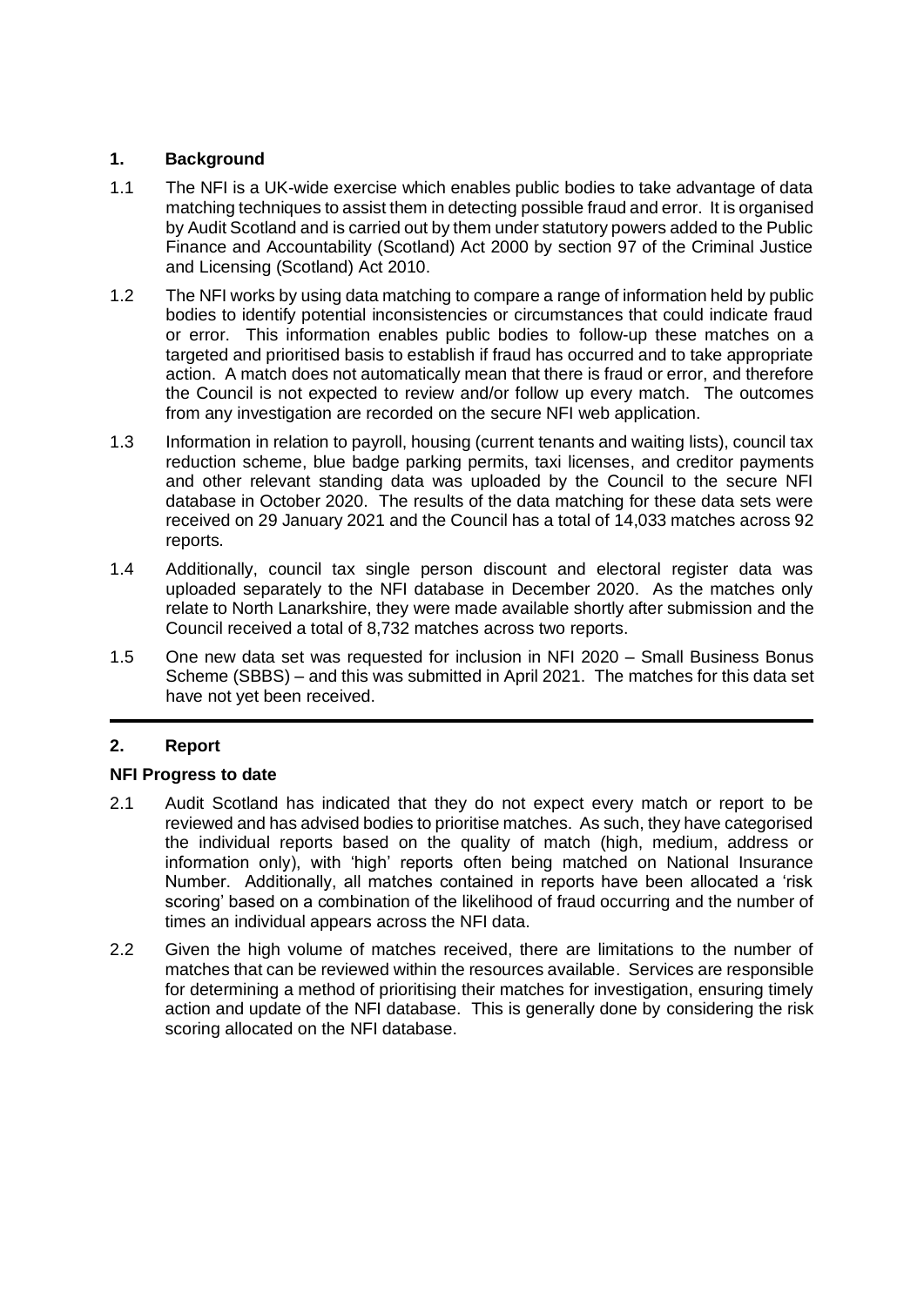## 1. Background

1.1 The NFI is a UK-wide exercise which enables public bodies to take advantage of data matching techniques to assist them in detecting possible fraud and error. It is organised by Audit Scotland and is carried out by them under statutory powers added to the Public Finance and Accountability (Scotland) Act 2000 by section 97 of the Criminal Justice and Licensing (Scotland) Act 2010.

1.2 The NFI works by using data matching to compare a range of information held by public bodies to identify potential inconsistencies or circumstances that could indicate fraud or error. This information enables public bodies to follow-up these matches on a targeted and prioritised basis to establish if fraud has occurred and to take appropriate action. A match does not automatically mean that there is fraud or error, and therefore the Council is not expected to review and/or follow up every match. The outcomes from any investigation are recorded on the secure NFI web application.

1.3 Information in relation to payroll, housing (current tenants and waiting lists), council tax reduction scheme, blue badge parking permits, taxi licenses, and creditor payments and other relevant standing data was uploaded by the Council to the secure NFI database in October 2020. The results of the data matching for these data sets were received on 29 January 2021 and the Council has a total of 14,033 matches across 92 reports.

1.4 Additionally, council tax single person discount and electoral register data was uploaded separately to the NFI database in December 2020. As the matches only relate to North Lanarkshire, they were made available shortly after submission and the Council received a total of 8,732 matches across two reports.

1.5 One new data set was requested for inclusion in NFI 2020 – Small Business Bonus Scheme (SBBS) – and this was submitted in April 2021. The matches for this data set have not yet been received.

## 2. Report

### NFI Progress to date

2.1 Audit Scotland has indicated that they do not expect every match or report to be reviewed and has advised bodies to prioritise matches. As such, they have categorised the individual reports based on the quality of match (high, medium, address or information only), with 'high' reports often being matched on National Insurance Number. Additionally, all matches contained in reports have been allocated a 'risk scoring' based on a combination of the likelihood of fraud occurring and the number of times an individual appears across the NFI data.

2.2 Given the high volume of matches received, there are limitations to the number of matches that can be reviewed within the resources available. Services are responsible for determining a method of prioritising their matches for investigation, ensuring timely action and update of the NFI database. This is generally done by considering the risk scoring allocated on the NFI database.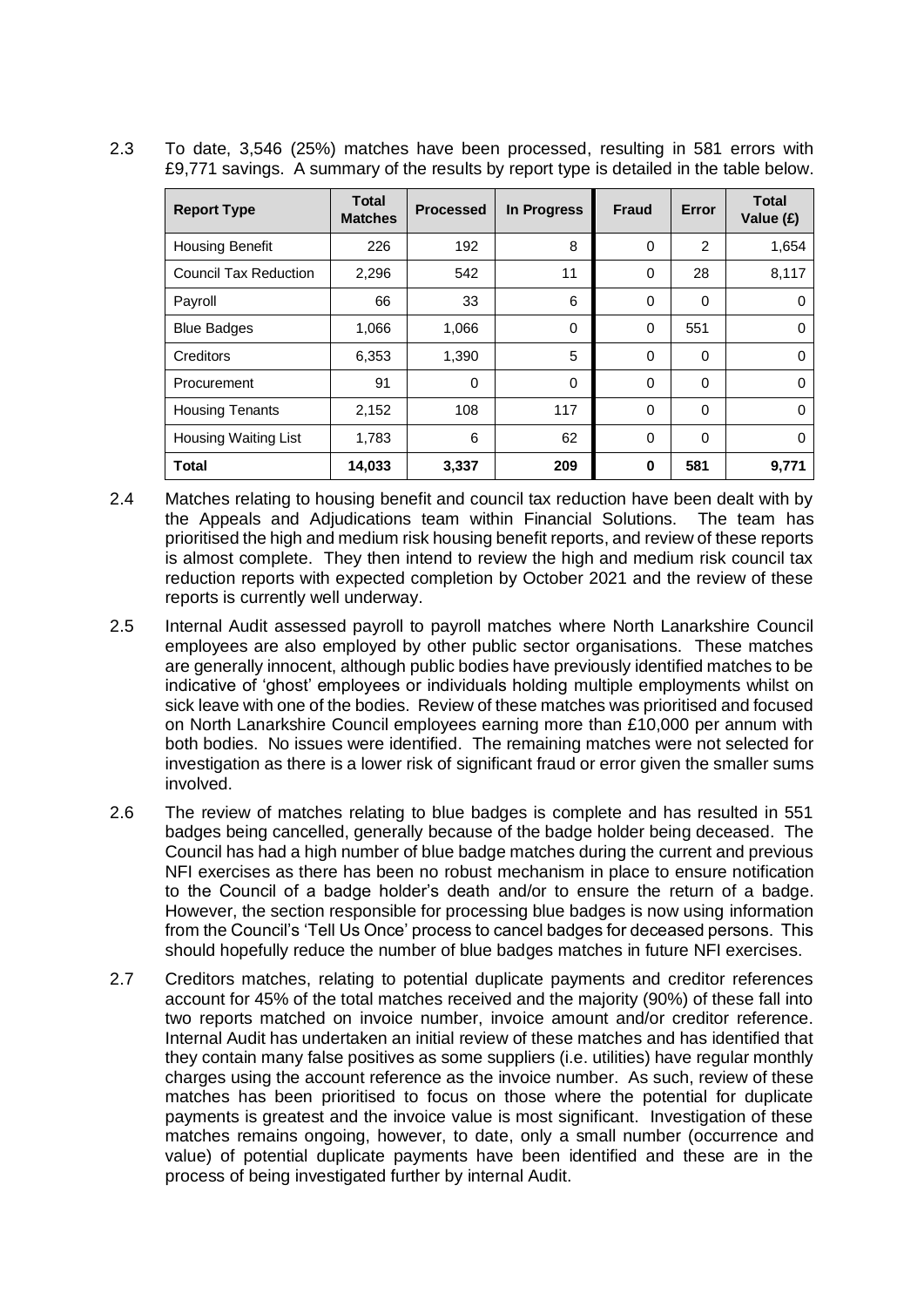2.3 To date, 3,546 (25%) matches have been processed, resulting in 581 errors with £9,771 savings. A summary of the results by report type is detailed in the table below.

| Report Type | Total Matches | Processed | In Progress | Fraud | Error | Total Value (£) |
|---|---|---|---|---|---|---|
| Housing Benefit | 226 | 192 | 8 | 0 | 2 | 1,654 |
| Council Tax Reduction | 2,296 | 542 | 11 | 0 | 28 | 8,117 |
| Payroll | 66 | 33 | 6 | 0 | 0 | 0 |
| Blue Badges | 1,066 | 1,066 | 0 | 0 | 551 | 0 |
| Creditors | 6,353 | 1,390 | 5 | 0 | 0 | 0 |
| Procurement | 91 | 0 | 0 | 0 | 0 | 0 |
| Housing Tenants | 2,152 | 108 | 117 | 0 | 0 | 0 |
| Housing Waiting List | 1,783 | 6 | 62 | 0 | 0 | 0 |
| **Total** | **14,033** | **3,337** | **209** | **0** | **581** | **9,771** |

2.4 Matches relating to housing benefit and council tax reduction have been dealt with by the Appeals and Adjudications team within Financial Solutions. The team has prioritised the high and medium risk housing benefit reports, and review of these reports is almost complete. They then intend to review the high and medium risk council tax reduction reports with expected completion by October 2021 and the review of these reports is currently well underway.

2.5 Internal Audit assessed payroll to payroll matches where North Lanarkshire Council employees are also employed by other public sector organisations. These matches are generally innocent, although public bodies have previously identified matches to be indicative of 'ghost' employees or individuals holding multiple employments whilst on sick leave with one of the bodies. Review of these matches was prioritised and focused on North Lanarkshire Council employees earning more than £10,000 per annum with both bodies. No issues were identified. The remaining matches were not selected for investigation as there is a lower risk of significant fraud or error given the smaller sums involved.

2.6 The review of matches relating to blue badges is complete and has resulted in 551 badges being cancelled, generally because of the badge holder being deceased. The Council has had a high number of blue badge matches during the current and previous NFI exercises as there has been no robust mechanism in place to ensure notification to the Council of a badge holder's death and/or to ensure the return of a badge. However, the section responsible for processing blue badges is now using information from the Council's 'Tell Us Once' process to cancel badges for deceased persons. This should hopefully reduce the number of blue badges matches in future NFI exercises.

2.7 Creditors matches, relating to potential duplicate payments and creditor references account for 45% of the total matches received and the majority (90%) of these fall into two reports matched on invoice number, invoice amount and/or creditor reference. Internal Audit has undertaken an initial review of these matches and has identified that they contain many false positives as some suppliers (i.e. utilities) have regular monthly charges using the account reference as the invoice number. As such, review of these matches has been prioritised to focus on those where the potential for duplicate payments is greatest and the invoice value is most significant. Investigation of these matches remains ongoing, however, to date, only a small number (occurrence and value) of potential duplicate payments have been identified and these are in the process of being investigated further by internal Audit.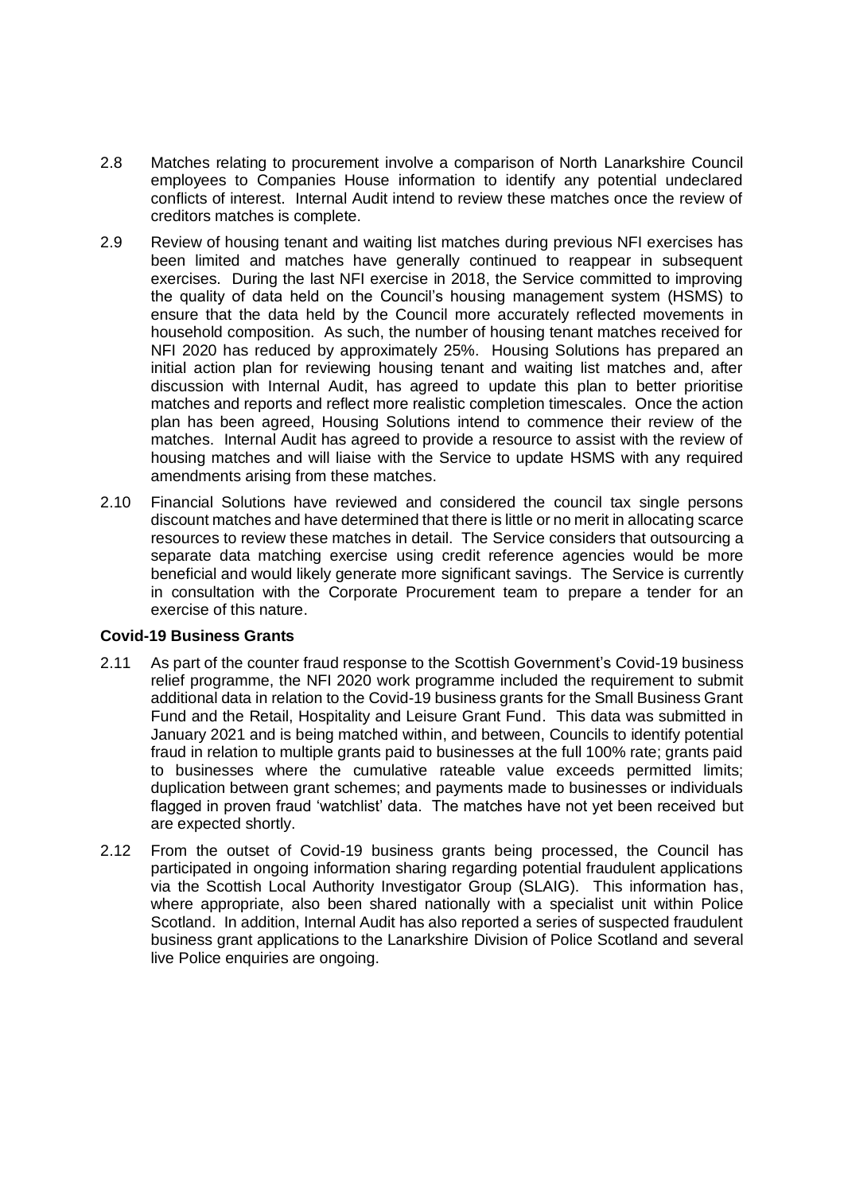2.8 Matches relating to procurement involve a comparison of North Lanarkshire Council employees to Companies House information to identify any potential undeclared conflicts of interest. Internal Audit intend to review these matches once the review of creditors matches is complete.

2.9 Review of housing tenant and waiting list matches during previous NFI exercises has been limited and matches have generally continued to reappear in subsequent exercises. During the last NFI exercise in 2018, the Service committed to improving the quality of data held on the Council's housing management system (HSMS) to ensure that the data held by the Council more accurately reflected movements in household composition. As such, the number of housing tenant matches received for NFI 2020 has reduced by approximately 25%. Housing Solutions has prepared an initial action plan for reviewing housing tenant and waiting list matches and, after discussion with Internal Audit, has agreed to update this plan to better prioritise matches and reports and reflect more realistic completion timescales. Once the action plan has been agreed, Housing Solutions intend to commence their review of the matches. Internal Audit has agreed to provide a resource to assist with the review of housing matches and will liaise with the Service to update HSMS with any required amendments arising from these matches.

2.10 Financial Solutions have reviewed and considered the council tax single persons discount matches and have determined that there is little or no merit in allocating scarce resources to review these matches in detail. The Service considers that outsourcing a separate data matching exercise using credit reference agencies would be more beneficial and would likely generate more significant savings. The Service is currently in consultation with the Corporate Procurement team to prepare a tender for an exercise of this nature.

**Covid-19 Business Grants**

2.11 As part of the counter fraud response to the Scottish Government's Covid-19 business relief programme, the NFI 2020 work programme included the requirement to submit additional data in relation to the Covid-19 business grants for the Small Business Grant Fund and the Retail, Hospitality and Leisure Grant Fund. This data was submitted in January 2021 and is being matched within, and between, Councils to identify potential fraud in relation to multiple grants paid to businesses at the full 100% rate; grants paid to businesses where the cumulative rateable value exceeds permitted limits; duplication between grant schemes; and payments made to businesses or individuals flagged in proven fraud 'watchlist' data. The matches have not yet been received but are expected shortly.

2.12 From the outset of Covid-19 business grants being processed, the Council has participated in ongoing information sharing regarding potential fraudulent applications via the Scottish Local Authority Investigator Group (SLAIG). This information has, where appropriate, also been shared nationally with a specialist unit within Police Scotland. In addition, Internal Audit has also reported a series of suspected fraudulent business grant applications to the Lanarkshire Division of Police Scotland and several live Police enquiries are ongoing.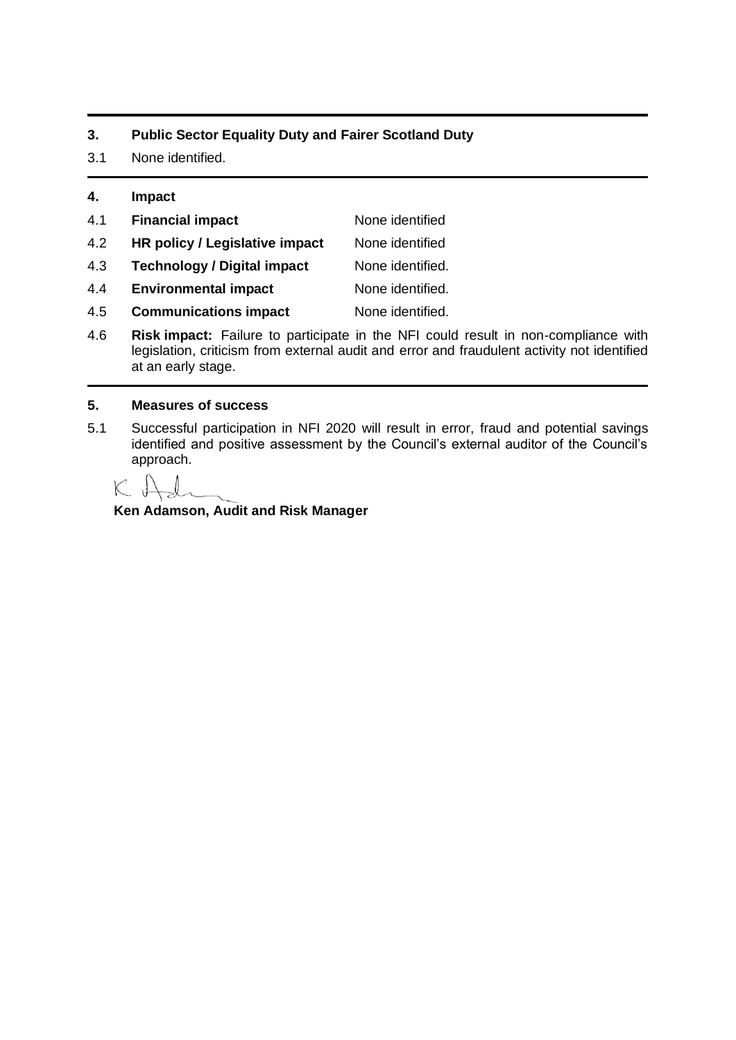## 3. Public Sector Equality Duty and Fairer Scotland Duty

3.1 None identified.

## 4. Impact

| | | |
|---|---|---|
| 4.1 | **Financial impact** | None identified |
| 4.2 | **HR policy / Legislative impact** | None identified |
| 4.3 | **Technology / Digital impact** | None identified. |
| 4.4 | **Environmental impact** | None identified. |
| 4.5 | **Communications impact** | None identified. |

4.6 **Risk impact:** Failure to participate in the NFI could result in non-compliance with legislation, criticism from external audit and error and fraudulent activity not identified at an early stage.

## 5. Measures of success

5.1 Successful participation in NFI 2020 will result in error, fraud and potential savings identified and positive assessment by the Council's external auditor of the Council's approach.

**Ken Adamson, Audit and Risk Manager**